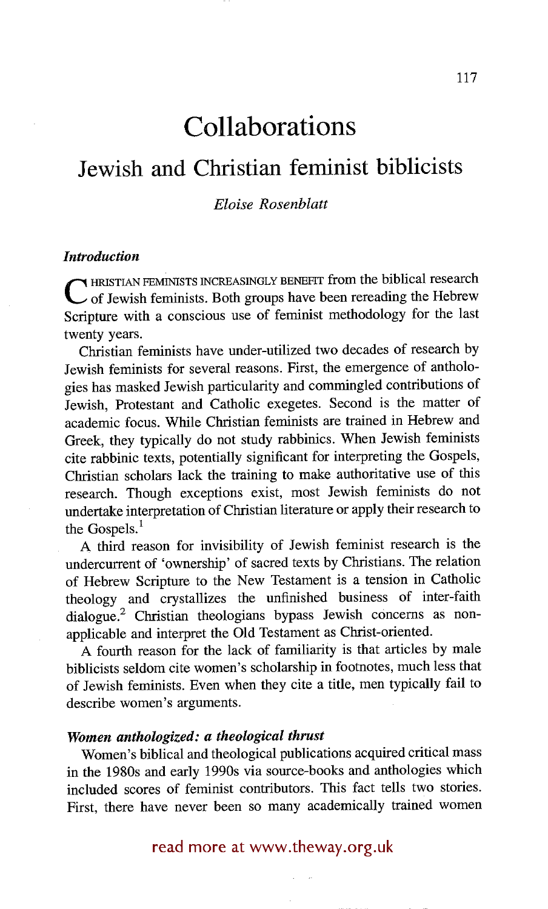# Collaborations

## Jewish and Christian feminist biblicists

*Eloise Rosenblatt*

### *Introduction*

CHRISTIAN FEMINISTS INCREASINGLY BENEFIT from the biblical research of Jewish feminists. Both groups have been rereading the Hebrew Scripture with a conscious use of feminist methodology for the last twenty years.

Christian feminists have under-utilized two decades of research by Jewish feminists for several reasons. First, the emergence of anthologies has masked Jewish particularity and commingled contributions of Jewish, Protestant and Catholic exegetes. Second is the matter of academic focus. While Christian feminists are trained in Hebrew and Greek, they typically do not study rabbinics. When Jewish feminists cite rabbinic texts, potentially significant for interpreting the Gospels, Christian scholars lack the training to make authoritative use of this research. Though exceptions exist, most Jewish feminists do not undertake interpretation of Christian literature or apply their research to the Gospels.[1]

A third reason for invisibility of Jewish feminist research is the undercurrent of 'ownership' of sacred texts by Christians. The relation of Hebrew Scripture to the New Testament is a tension in Catholic theology and crystallizes the unfinished business of inter-faith dialogue.[2] Christian theologians bypass Jewish concerns as non-applicable and interpret the Old Testament as Christ-oriented.

A fourth reason for the lack of familiarity is that articles by male biblicists seldom cite women's scholarship in footnotes, much less that of Jewish feminists. Even when they cite a title, men typically fail to describe women's arguments.

### *Women anthologized: a theological thrust*

Women's biblical and theological publications acquired critical mass in the 1980s and early 1990s via source-books and anthologies which included scores of feminist contributors. This fact tells two stories. First, there have never been so many academically trained women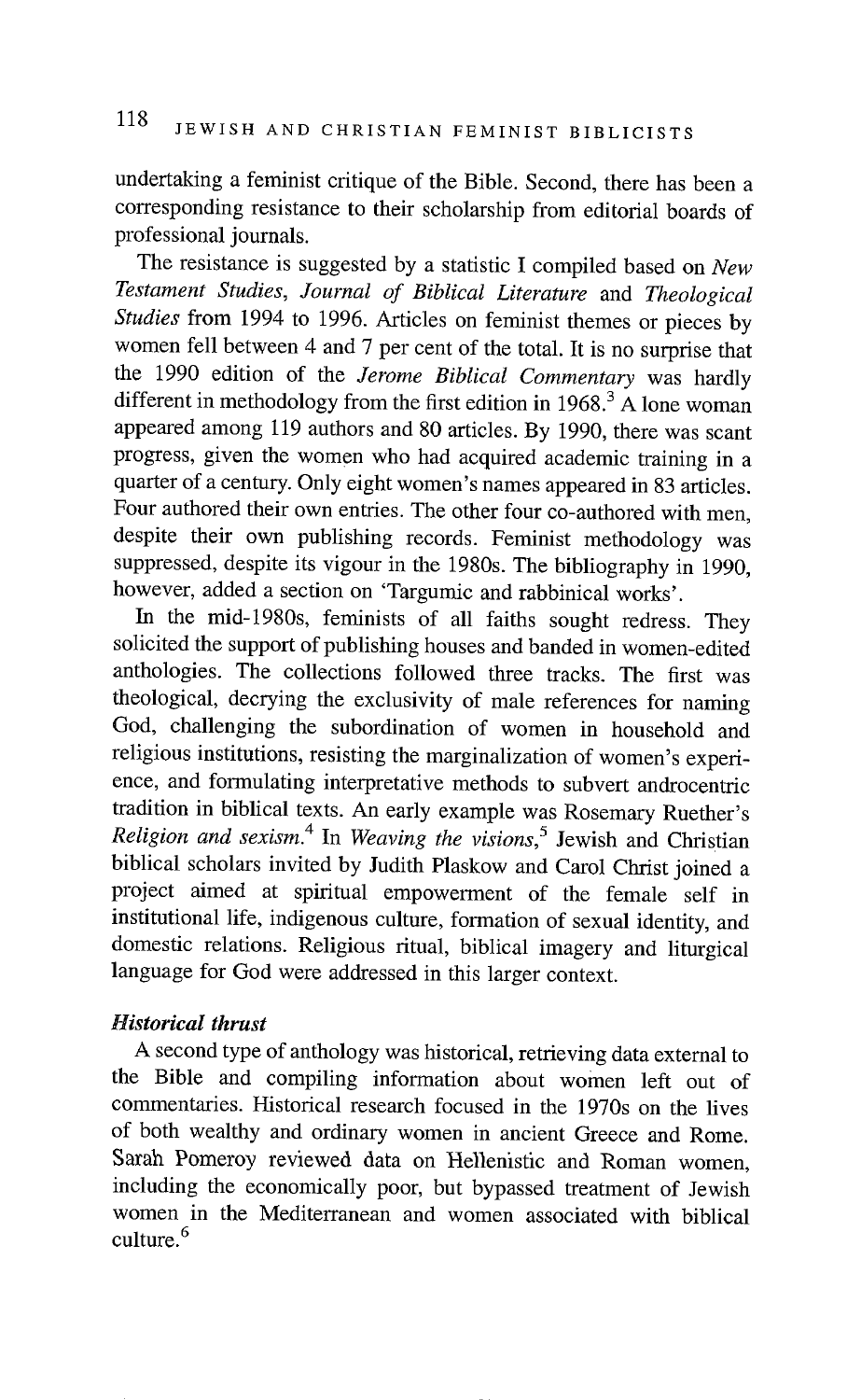undertaking a feminist critique of the Bible. Second, there has been a corresponding resistance to their scholarship from editorial boards of professional journals.

The resistance is suggested by a statistic I compiled based on *New Testament Studies*, *Journal of Biblical Literature* and *Theological Studies* from 1994 to 1996. Articles on feminist themes or pieces by women fell between 4 and 7 per cent of the total. It is no surprise that the 1990 edition of the *Jerome Biblical Commentary* was hardly different in methodology from the first edition in 1968.[3] A lone woman appeared among 119 authors and 80 articles. By 1990, there was scant progress, given the women who had acquired academic training in a quarter of a century. Only eight women's names appeared in 83 articles. Four authored their own entries. The other four co-authored with men, despite their own publishing records. Feminist methodology was suppressed, despite its vigour in the 1980s. The bibliography in 1990, however, added a section on 'Targumic and rabbinical works'.

In the mid-1980s, feminists of all faiths sought redress. They solicited the support of publishing houses and banded in women-edited anthologies. The collections followed three tracks. The first was theological, decrying the exclusivity of male references for naming God, challenging the subordination of women in household and religious institutions, resisting the marginalization of women's experience, and formulating interpretative methods to subvert androcentric tradition in biblical texts. An early example was Rosemary Ruether's *Religion and sexism*.[4] In *Weaving the visions*,[5] Jewish and Christian biblical scholars invited by Judith Plaskow and Carol Christ joined a project aimed at spiritual empowerment of the female self in institutional life, indigenous culture, formation of sexual identity, and domestic relations. Religious ritual, biblical imagery and liturgical language for God were addressed in this larger context.

### *Historical thrust*

A second type of anthology was historical, retrieving data external to the Bible and compiling information about women left out of commentaries. Historical research focused in the 1970s on the lives of both wealthy and ordinary women in ancient Greece and Rome. Sarah Pomeroy reviewed data on Hellenistic and Roman women, including the economically poor, but bypassed treatment of Jewish women in the Mediterranean and women associated with biblical culture.[6]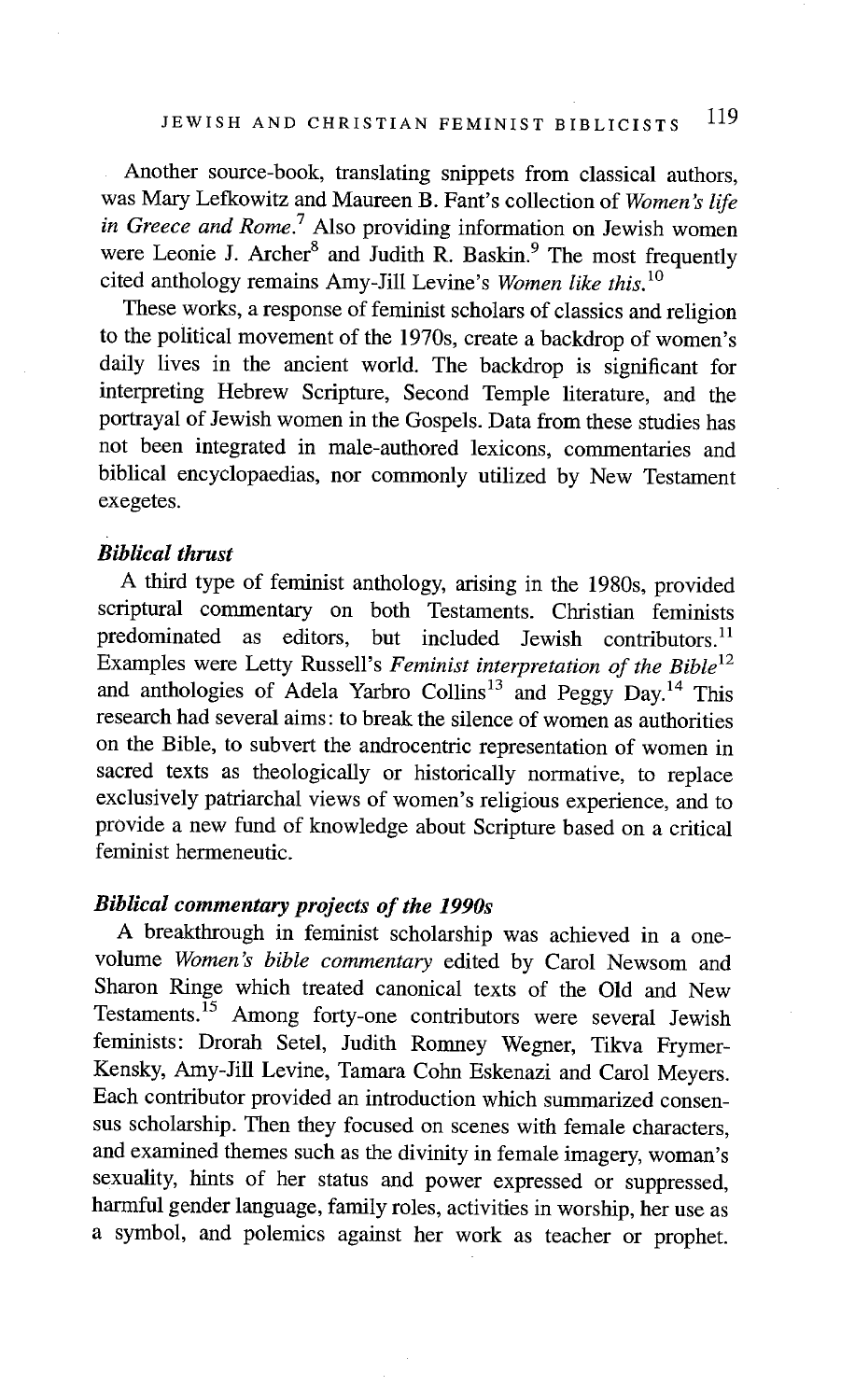Another source-book, translating snippets from classical authors, was Mary Lefkowitz and Maureen B. Fant's collection of *Women's life in Greece and Rome*.[7] Also providing information on Jewish women were Leonie J. Archer[8] and Judith R. Baskin.[9] The most frequently cited anthology remains Amy-Jill Levine's *Women like this*.[10]

These works, a response of feminist scholars of classics and religion to the political movement of the 1970s, create a backdrop of women's daily lives in the ancient world. The backdrop is significant for interpreting Hebrew Scripture, Second Temple literature, and the portrayal of Jewish women in the Gospels. Data from these studies has not been integrated in male-authored lexicons, commentaries and biblical encyclopaedias, nor commonly utilized by New Testament exegetes.

### *Biblical thrust*

A third type of feminist anthology, arising in the 1980s, provided scriptural commentary on both Testaments. Christian feminists predominated as editors, but included Jewish contributors.[11] Examples were Letty Russell's *Feminist interpretation of the Bible*[12] and anthologies of Adela Yarbro Collins[13] and Peggy Day.[14] This research had several aims: to break the silence of women as authorities on the Bible, to subvert the androcentric representation of women in sacred texts as theologically or historically normative, to replace exclusively patriarchal views of women's religious experience, and to provide a new fund of knowledge about Scripture based on a critical feminist hermeneutic.

### *Biblical commentary projects of the 1990s*

A breakthrough in feminist scholarship was achieved in a one-volume *Women's bible commentary* edited by Carol Newsom and Sharon Ringe which treated canonical texts of the Old and New Testaments.[15] Among forty-one contributors were several Jewish feminists: Drorah Setel, Judith Romney Wegner, Tikva Frymer-Kensky, Amy-Jill Levine, Tamara Cohn Eskenazi and Carol Meyers. Each contributor provided an introduction which summarized consensus scholarship. Then they focused on scenes with female characters, and examined themes such as the divinity in female imagery, woman's sexuality, hints of her status and power expressed or suppressed, harmful gender language, family roles, activities in worship, her use as a symbol, and polemics against her work as teacher or prophet.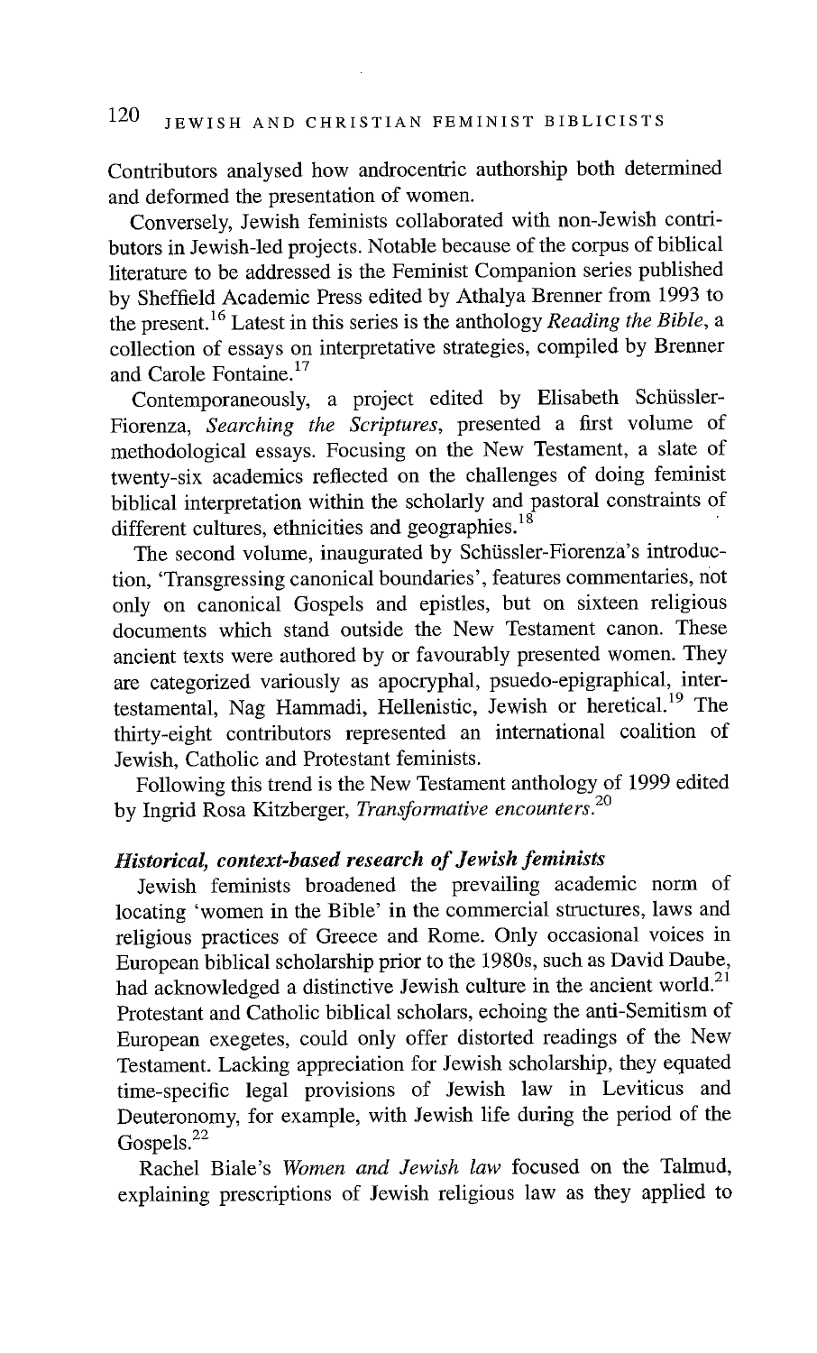Contributors analysed how androcentric authorship both determined and deformed the presentation of women.

Conversely, Jewish feminists collaborated with non-Jewish contributors in Jewish-led projects. Notable because of the corpus of biblical literature to be addressed is the Feminist Companion series published by Sheffield Academic Press edited by Athalya Brenner from 1993 to the present.[16] Latest in this series is the anthology *Reading the Bible*, a collection of essays on interpretative strategies, compiled by Brenner and Carole Fontaine.[17]

Contemporaneously, a project edited by Elisabeth Schüssler-Fiorenza, *Searching the Scriptures*, presented a first volume of methodological essays. Focusing on the New Testament, a slate of twenty-six academics reflected on the challenges of doing feminist biblical interpretation within the scholarly and pastoral constraints of different cultures, ethnicities and geographies.[18]

The second volume, inaugurated by Schüssler-Fiorenza's introduction, 'Transgressing canonical boundaries', features commentaries, not only on canonical Gospels and epistles, but on sixteen religious documents which stand outside the New Testament canon. These ancient texts were authored by or favourably presented women. They are categorized variously as apocryphal, psuedo-epigraphical, intertestamental, Nag Hammadi, Hellenistic, Jewish or heretical.[19] The thirty-eight contributors represented an international coalition of Jewish, Catholic and Protestant feminists.

Following this trend is the New Testament anthology of 1999 edited by Ingrid Rosa Kitzberger, *Transformative encounters*.[20]

### *Historical, context-based research of Jewish feminists*

Jewish feminists broadened the prevailing academic norm of locating 'women in the Bible' in the commercial structures, laws and religious practices of Greece and Rome. Only occasional voices in European biblical scholarship prior to the 1980s, such as David Daube, had acknowledged a distinctive Jewish culture in the ancient world.[21] Protestant and Catholic biblical scholars, echoing the anti-Semitism of European exegetes, could only offer distorted readings of the New Testament. Lacking appreciation for Jewish scholarship, they equated time-specific legal provisions of Jewish law in Leviticus and Deuteronomy, for example, with Jewish life during the period of the Gospels.[22]

Rachel Biale's *Women and Jewish law* focused on the Talmud, explaining prescriptions of Jewish religious law as they applied to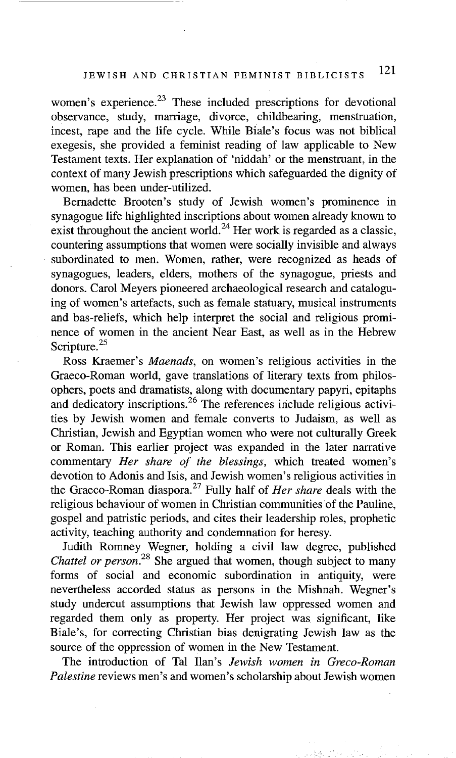women's experience.[23] These included prescriptions for devotional observance, study, marriage, divorce, childbearing, menstruation, incest, rape and the life cycle. While Biale's focus was not biblical exegesis, she provided a feminist reading of law applicable to New Testament texts. Her explanation of 'niddah' or the menstruant, in the context of many Jewish prescriptions which safeguarded the dignity of women, has been under-utilized.

Bernadette Brooten's study of Jewish women's prominence in synagogue life highlighted inscriptions about women already known to exist throughout the ancient world.[24] Her work is regarded as a classic, countering assumptions that women were socially invisible and always subordinated to men. Women, rather, were recognized as heads of synagogues, leaders, elders, mothers of the synagogue, priests and donors. Carol Meyers pioneered archaeological research and cataloguing of women's artefacts, such as female statuary, musical instruments and bas-reliefs, which help interpret the social and religious prominence of women in the ancient Near East, as well as in the Hebrew Scripture.[25]

Ross Kraemer's *Maenads*, on women's religious activities in the Graeco-Roman world, gave translations of literary texts from philosophers, poets and dramatists, along with documentary papyri, epitaphs and dedicatory inscriptions.[26] The references include religious activities by Jewish women and female converts to Judaism, as well as Christian, Jewish and Egyptian women who were not culturally Greek or Roman. This earlier project was expanded in the later narrative commentary *Her share of the blessings*, which treated women's devotion to Adonis and Isis, and Jewish women's religious activities in the Graeco-Roman diaspora.[27] Fully half of *Her share* deals with the religious behaviour of women in Christian communities of the Pauline, gospel and patristic periods, and cites their leadership roles, prophetic activity, teaching authority and condemnation for heresy.

Judith Romney Wegner, holding a civil law degree, published *Chattel or person*.[28] She argued that women, though subject to many forms of social and economic subordination in antiquity, were nevertheless accorded status as persons in the Mishnah. Wegner's study undercut assumptions that Jewish law oppressed women and regarded them only as property. Her project was significant, like Biale's, for correcting Christian bias denigrating Jewish law as the source of the oppression of women in the New Testament.

The introduction of Tal Ilan's *Jewish women in Greco-Roman Palestine* reviews men's and women's scholarship about Jewish women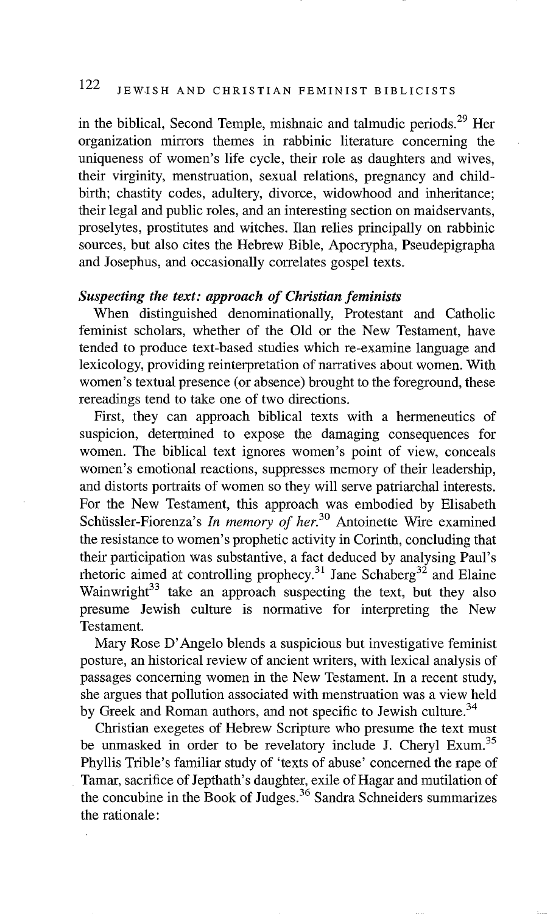in the biblical, Second Temple, mishnaic and talmudic periods.[29] Her organization mirrors themes in rabbinic literature concerning the uniqueness of women's life cycle, their role as daughters and wives, their virginity, menstruation, sexual relations, pregnancy and childbirth; chastity codes, adultery, divorce, widowhood and inheritance; their legal and public roles, and an interesting section on maidservants, proselytes, prostitutes and witches. Ilan relies principally on rabbinic sources, but also cites the Hebrew Bible, Apocrypha, Pseudepigrapha and Josephus, and occasionally correlates gospel texts.

### *Suspecting the text: approach of Christian feminists*

When distinguished denominationally, Protestant and Catholic feminist scholars, whether of the Old or the New Testament, have tended to produce text-based studies which re-examine language and lexicology, providing reinterpretation of narratives about women. With women's textual presence (or absence) brought to the foreground, these rereadings tend to take one of two directions.

First, they can approach biblical texts with a hermeneutics of suspicion, determined to expose the damaging consequences for women. The biblical text ignores women's point of view, conceals women's emotional reactions, suppresses memory of their leadership, and distorts portraits of women so they will serve patriarchal interests. For the New Testament, this approach was embodied by Elisabeth Schüssler-Fiorenza's *In memory of her.*[30] Antoinette Wire examined the resistance to women's prophetic activity in Corinth, concluding that their participation was substantive, a fact deduced by analysing Paul's rhetoric aimed at controlling prophecy.[31] Jane Schaberg[32] and Elaine Wainwright[33] take an approach suspecting the text, but they also presume Jewish culture is normative for interpreting the New Testament.

Mary Rose D'Angelo blends a suspicious but investigative feminist posture, an historical review of ancient writers, with lexical analysis of passages concerning women in the New Testament. In a recent study, she argues that pollution associated with menstruation was a view held by Greek and Roman authors, and not specific to Jewish culture.[34]

Christian exegetes of Hebrew Scripture who presume the text must be unmasked in order to be revelatory include J. Cheryl Exum.[35] Phyllis Trible's familiar study of 'texts of abuse' concerned the rape of Tamar, sacrifice of Jepthath's daughter, exile of Hagar and mutilation of the concubine in the Book of Judges.[36] Sandra Schneiders summarizes the rationale: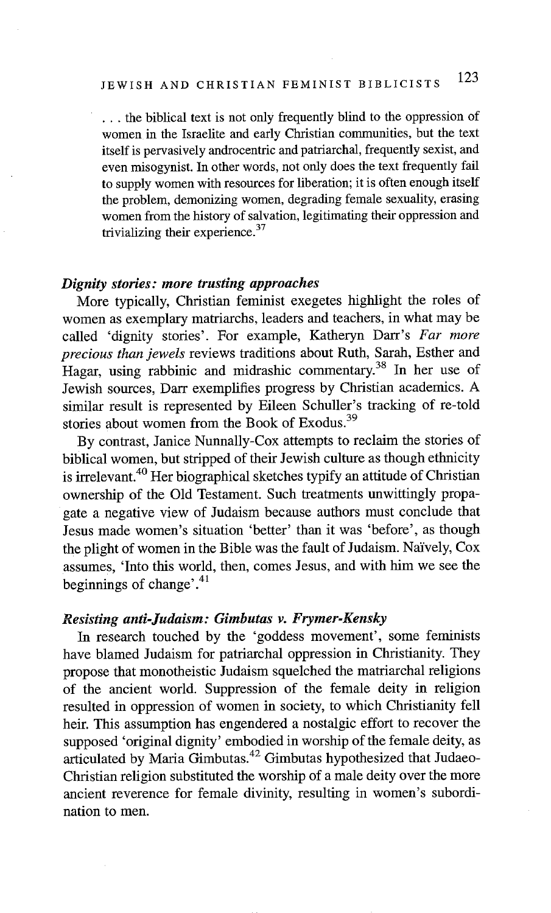> . . . the biblical text is not only frequently blind to the oppression of women in the Israelite and early Christian communities, but the text itself is pervasively androcentric and patriarchal, frequently sexist, and even misogynist. In other words, not only does the text frequently fail to supply women with resources for liberation; it is often enough itself the problem, demonizing women, degrading female sexuality, erasing women from the history of salvation, legitimating their oppression and trivializing their experience.[37]

### *Dignity stories: more trusting approaches*

More typically, Christian feminist exegetes highlight the roles of women as exemplary matriarchs, leaders and teachers, in what may be called 'dignity stories'. For example, Katheryn Darr's *Far more precious than jewels* reviews traditions about Ruth, Sarah, Esther and Hagar, using rabbinic and midrashic commentary.[38] In her use of Jewish sources, Darr exemplifies progress by Christian academics. A similar result is represented by Eileen Schuller's tracking of re-told stories about women from the Book of Exodus.[39]

By contrast, Janice Nunnally-Cox attempts to reclaim the stories of biblical women, but stripped of their Jewish culture as though ethnicity is irrelevant.[40] Her biographical sketches typify an attitude of Christian ownership of the Old Testament. Such treatments unwittingly propagate a negative view of Judaism because authors must conclude that Jesus made women's situation 'better' than it was 'before', as though the plight of women in the Bible was the fault of Judaism. Naïvely, Cox assumes, 'Into this world, then, comes Jesus, and with him we see the beginnings of change'.[41]

### *Resisting anti-Judaism: Gimbutas v. Frymer-Kensky*

In research touched by the 'goddess movement', some feminists have blamed Judaism for patriarchal oppression in Christianity. They propose that monotheistic Judaism squelched the matriarchal religions of the ancient world. Suppression of the female deity in religion resulted in oppression of women in society, to which Christianity fell heir. This assumption has engendered a nostalgic effort to recover the supposed 'original dignity' embodied in worship of the female deity, as articulated by Maria Gimbutas.[42] Gimbutas hypothesized that Judaeo-Christian religion substituted the worship of a male deity over the more ancient reverence for female divinity, resulting in women's subordination to men.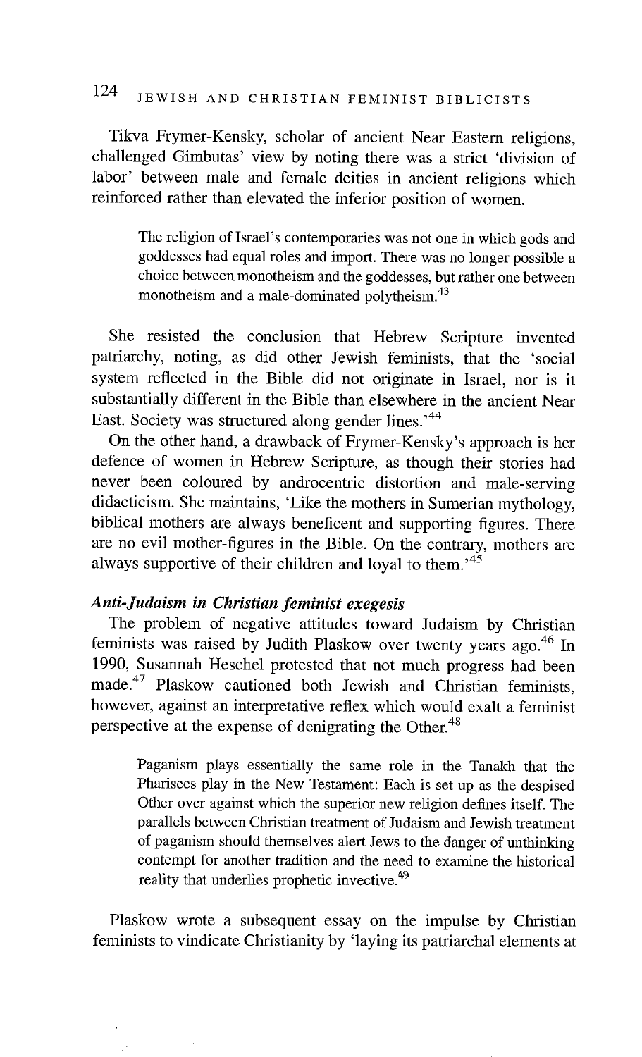Tikva Frymer-Kensky, scholar of ancient Near Eastern religions, challenged Gimbutas' view by noting there was a strict 'division of labor' between male and female deities in ancient religions which reinforced rather than elevated the inferior position of women.

> The religion of Israel's contemporaries was not one in which gods and goddesses had equal roles and import. There was no longer possible a choice between monotheism and the goddesses, but rather one between monotheism and a male-dominated polytheism.[43]

She resisted the conclusion that Hebrew Scripture invented patriarchy, noting, as did other Jewish feminists, that the 'social system reflected in the Bible did not originate in Israel, nor is it substantially different in the Bible than elsewhere in the ancient Near East. Society was structured along gender lines.'[44]

On the other hand, a drawback of Frymer-Kensky's approach is her defence of women in Hebrew Scripture, as though their stories had never been coloured by androcentric distortion and male-serving didacticism. She maintains, 'Like the mothers in Sumerian mythology, biblical mothers are always beneficent and supporting figures. There are no evil mother-figures in the Bible. On the contrary, mothers are always supportive of their children and loyal to them.'[45]

***Anti-Judaism in Christian feminist exegesis***

The problem of negative attitudes toward Judaism by Christian feminists was raised by Judith Plaskow over twenty years ago.[46] In 1990, Susannah Heschel protested that not much progress had been made.[47] Plaskow cautioned both Jewish and Christian feminists, however, against an interpretative reflex which would exalt a feminist perspective at the expense of denigrating the Other.[48]

> Paganism plays essentially the same role in the Tanakh that the Pharisees play in the New Testament: Each is set up as the despised Other over against which the superior new religion defines itself. The parallels between Christian treatment of Judaism and Jewish treatment of paganism should themselves alert Jews to the danger of unthinking contempt for another tradition and the need to examine the historical reality that underlies prophetic invective.[49]

Plaskow wrote a subsequent essay on the impulse by Christian feminists to vindicate Christianity by 'laying its patriarchal elements at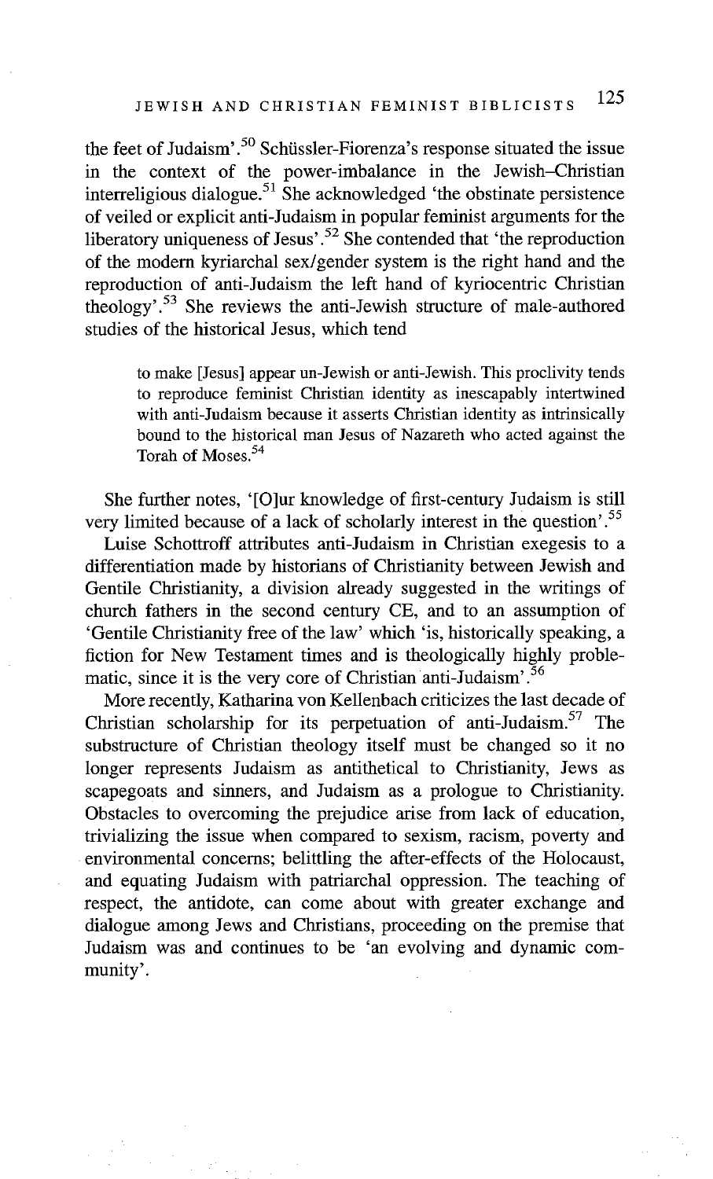the feet of Judaism'.[50] Schüssler-Fiorenza's response situated the issue in the context of the power-imbalance in the Jewish–Christian interreligious dialogue.[51] She acknowledged 'the obstinate persistence of veiled or explicit anti-Judaism in popular feminist arguments for the liberatory uniqueness of Jesus'.[52] She contended that 'the reproduction of the modern kyriarchal sex/gender system is the right hand and the reproduction of anti-Judaism the left hand of kyriocentric Christian theology'.[53] She reviews the anti-Jewish structure of male-authored studies of the historical Jesus, which tend

> to make [Jesus] appear un-Jewish or anti-Jewish. This proclivity tends to reproduce feminist Christian identity as inescapably intertwined with anti-Judaism because it asserts Christian identity as intrinsically bound to the historical man Jesus of Nazareth who acted against the Torah of Moses.[54]

She further notes, '[O]ur knowledge of first-century Judaism is still very limited because of a lack of scholarly interest in the question'.[55]

Luise Schottroff attributes anti-Judaism in Christian exegesis to a differentiation made by historians of Christianity between Jewish and Gentile Christianity, a division already suggested in the writings of church fathers in the second century CE, and to an assumption of 'Gentile Christianity free of the law' which 'is, historically speaking, a fiction for New Testament times and is theologically highly problematic, since it is the very core of Christian anti-Judaism'.[56]

More recently, Katharina von Kellenbach criticizes the last decade of Christian scholarship for its perpetuation of anti-Judaism.[57] The substructure of Christian theology itself must be changed so it no longer represents Judaism as antithetical to Christianity, Jews as scapegoats and sinners, and Judaism as a prologue to Christianity. Obstacles to overcoming the prejudice arise from lack of education, trivializing the issue when compared to sexism, racism, poverty and environmental concerns; belittling the after-effects of the Holocaust, and equating Judaism with patriarchal oppression. The teaching of respect, the antidote, can come about with greater exchange and dialogue among Jews and Christians, proceeding on the premise that Judaism was and continues to be 'an evolving and dynamic community'.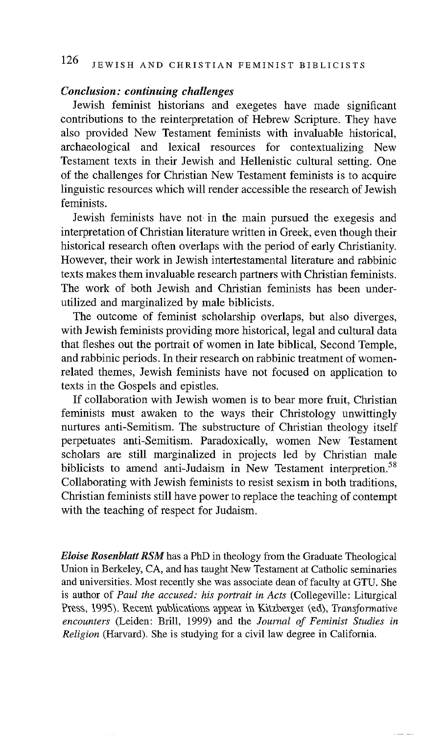### *Conclusion: continuing challenges*

Jewish feminist historians and exegetes have made significant contributions to the reinterpretation of Hebrew Scripture. They have also provided New Testament feminists with invaluable historical, archaeological and lexical resources for contextualizing New Testament texts in their Jewish and Hellenistic cultural setting. One of the challenges for Christian New Testament feminists is to acquire linguistic resources which will render accessible the research of Jewish feminists.

Jewish feminists have not in the main pursued the exegesis and interpretation of Christian literature written in Greek, even though their historical research often overlaps with the period of early Christianity. However, their work in Jewish intertestamental literature and rabbinic texts makes them invaluable research partners with Christian feminists. The work of both Jewish and Christian feminists has been underutilized and marginalized by male biblicists.

The outcome of feminist scholarship overlaps, but also diverges, with Jewish feminists providing more historical, legal and cultural data that fleshes out the portrait of women in late biblical, Second Temple, and rabbinic periods. In their research on rabbinic treatment of women-related themes, Jewish feminists have not focused on application to texts in the Gospels and epistles.

If collaboration with Jewish women is to bear more fruit, Christian feminists must awaken to the ways their Christology unwittingly nurtures anti-Semitism. The substructure of Christian theology itself perpetuates anti-Semitism. Paradoxically, women New Testament scholars are still marginalized in projects led by Christian male biblicists to amend anti-Judaism in New Testament interpretion.[58] Collaborating with Jewish feminists to resist sexism in both traditions, Christian feminists still have power to replace the teaching of contempt with the teaching of respect for Judaism.

***Eloise Rosenblatt RSM*** has a PhD in theology from the Graduate Theological Union in Berkeley, CA, and has taught New Testament at Catholic seminaries and universities. Most recently she was associate dean of faculty at GTU. She is author of *Paul the accused: his portrait in Acts* (Collegeville: Liturgical Press, 1995). Recent publications appear in Kitzberger (ed), *Transformative encounters* (Leiden: Brill, 1999) and the *Journal of Feminist Studies in Religion* (Harvard). She is studying for a civil law degree in California.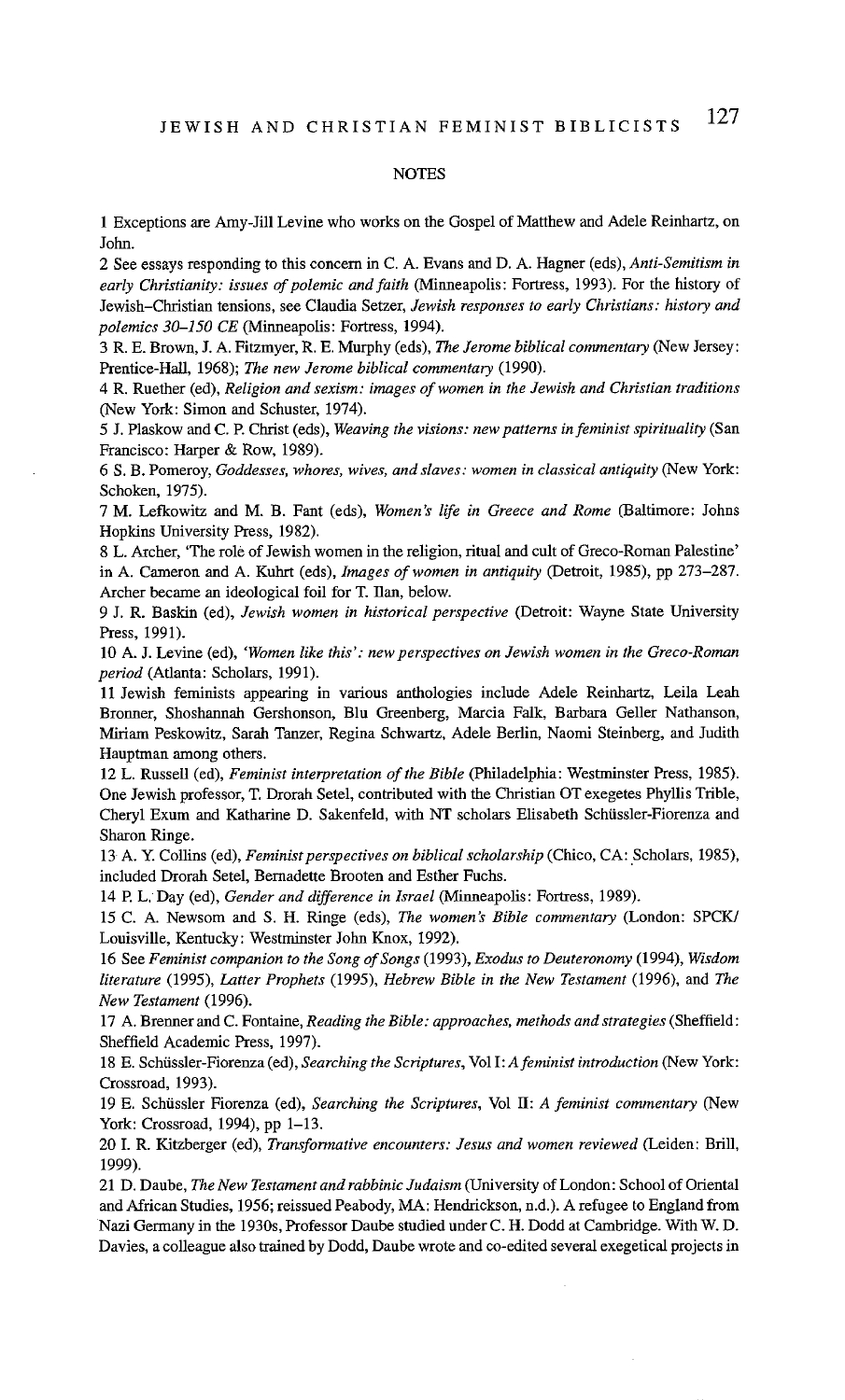## NOTES

1 Exceptions are Amy-Jill Levine who works on the Gospel of Matthew and Adele Reinhartz, on John.

2 See essays responding to this concern in C. A. Evans and D. A. Hagner (eds), *Anti-Semitism in early Christianity: issues of polemic and faith* (Minneapolis: Fortress, 1993). For the history of Jewish–Christian tensions, see Claudia Setzer, *Jewish responses to early Christians: history and polemics 30–150 CE* (Minneapolis: Fortress, 1994).

3 R. E. Brown, J. A. Fitzmyer, R. E. Murphy (eds), *The Jerome biblical commentary* (New Jersey: Prentice-Hall, 1968); *The new Jerome biblical commentary* (1990).

4 R. Ruether (ed), *Religion and sexism: images of women in the Jewish and Christian traditions* (New York: Simon and Schuster, 1974).

5 J. Plaskow and C. P. Christ (eds), *Weaving the visions: new patterns in feminist spirituality* (San Francisco: Harper & Row, 1989).

6 S. B. Pomeroy, *Goddesses, whores, wives, and slaves: women in classical antiquity* (New York: Schoken, 1975).

7 M. Lefkowitz and M. B. Fant (eds), *Women's life in Greece and Rome* (Baltimore: Johns Hopkins University Press, 1982).

8 L. Archer, 'The role of Jewish women in the religion, ritual and cult of Greco-Roman Palestine' in A. Cameron and A. Kuhrt (eds), *Images of women in antiquity* (Detroit, 1985), pp 273–287. Archer became an ideological foil for T. Ilan, below.

9 J. R. Baskin (ed), *Jewish women in historical perspective* (Detroit: Wayne State University Press, 1991).

10 A. J. Levine (ed), *'Women like this': new perspectives on Jewish women in the Greco-Roman period* (Atlanta: Scholars, 1991).

11 Jewish feminists appearing in various anthologies include Adele Reinhartz, Leila Leah Bronner, Shoshannah Gershonson, Blu Greenberg, Marcia Falk, Barbara Geller Nathanson, Miriam Peskowitz, Sarah Tanzer, Regina Schwartz, Adele Berlin, Naomi Steinberg, and Judith Hauptman among others.

12 L. Russell (ed), *Feminist interpretation of the Bible* (Philadelphia: Westminster Press, 1985). One Jewish professor, T. Drorah Setel, contributed with the Christian OT exegetes Phyllis Trible, Cheryl Exum and Katharine D. Sakenfeld, with NT scholars Elisabeth Schüssler-Fiorenza and Sharon Ringe.

13 A. Y. Collins (ed), *Feminist perspectives on biblical scholarship* (Chico, CA: Scholars, 1985), included Drorah Setel, Bernadette Brooten and Esther Fuchs.

14 P. L. Day (ed), *Gender and difference in Israel* (Minneapolis: Fortress, 1989).

15 C. A. Newsom and S. H. Ringe (eds), *The women's Bible commentary* (London: SPCK/ Louisville, Kentucky: Westminster John Knox, 1992).

16 See *Feminist companion to the Song of Songs* (1993), *Exodus to Deuteronomy* (1994), *Wisdom literature* (1995), *Latter Prophets* (1995), *Hebrew Bible in the New Testament* (1996), and *The New Testament* (1996).

17 A. Brenner and C. Fontaine, *Reading the Bible: approaches, methods and strategies* (Sheffield: Sheffield Academic Press, 1997).

18 E. Schüssler-Fiorenza (ed), *Searching the Scriptures*, Vol I: *A feminist introduction* (New York: Crossroad, 1993).

19 E. Schüssler Fiorenza (ed), *Searching the Scriptures*, Vol II: *A feminist commentary* (New York: Crossroad, 1994), pp 1–13.

20 I. R. Kitzberger (ed), *Transformative encounters: Jesus and women reviewed* (Leiden: Brill, 1999).

21 D. Daube, *The New Testament and rabbinic Judaism* (University of London: School of Oriental and African Studies, 1956; reissued Peabody, MA: Hendrickson, n.d.). A refugee to England from Nazi Germany in the 1930s, Professor Daube studied under C. H. Dodd at Cambridge. With W. D. Davies, a colleague also trained by Dodd, Daube wrote and co-edited several exegetical projects in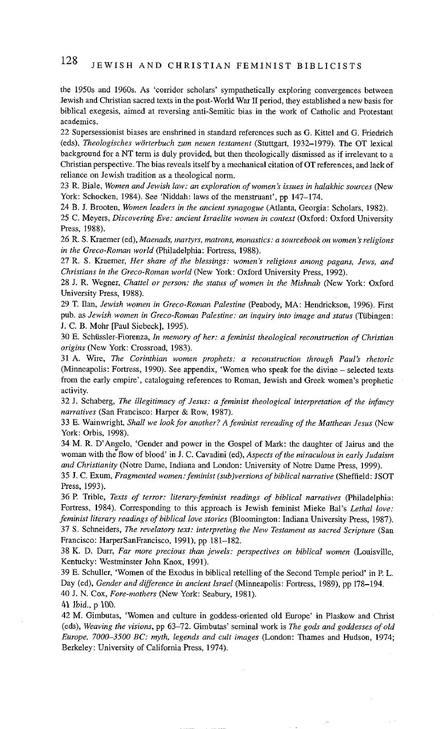the 1950s and 1960s. As 'corridor scholars' sympathetically exploring convergences between Jewish and Christian sacred texts in the post-World War II period, they established a new basis for biblical exegesis, aimed at reversing anti-Semitic bias in the work of Catholic and Protestant academics.

22 Supersessionist biases are enshrined in standard references such as G. Kittel and G. Friedrich (eds), *Theologisches wörterbuch zum neuen testament* (Stuttgart, 1932–1979). The OT lexical background for a NT term is duly provided, but then theologically dismissed as if irrelevant to a Christian perspective. The bias reveals itself by a mechanical citation of OT references, and lack of reliance on Jewish tradition as a theological norm.

23 R. Biale, *Women and Jewish law: an exploration of women's issues in halakhic sources* (New York: Schocken, 1984). See 'Niddah: laws of the menstruant', pp 147–174.

24 B. J. Brooten, *Women leaders in the ancient synagogue* (Atlanta, Georgia: Scholars, 1982).

25 C. Meyers, *Discovering Eve: ancient Israelite women in context* (Oxford: Oxford University Press, 1988).

26 R. S. Kraemer (ed), *Maenads, martyrs, matrons, monastics: a sourcebook on women's religions in the Greco-Roman world* (Philadelphia: Fortress, 1988).

27 R. S. Kraemer, *Her share of the blessings: women's religions among pagans, Jews, and Christians in the Greco-Roman world* (New York: Oxford University Press, 1992).

28 J. R. Wegner, *Chattel or person: the status of women in the Mishnah* (New York: Oxford University Press, 1988).

29 T. Ilan, *Jewish women in Greco-Roman Palestine* (Peabody, MA: Hendrickson, 1996). First pub. as *Jewish women in Greco-Roman Palestine: an inquiry into image and status* (Tübingen: J. C. B. Mohr [Paul Siebeck], 1995).

30 E. Schüssler-Fiorenza, *In memory of her: a feminist theological reconstruction of Christian origins* (New York: Crossroad, 1983).

31 A. Wire, *The Corinthian women prophets: a reconstruction through Paul's rhetoric* (Minneapolis: Fortress, 1990). See appendix, 'Women who speak for the divine – selected texts from the early empire', cataloguing references to Roman, Jewish and Greek women's prophetic activity.

32 J. Schaberg, *The illegitimacy of Jesus: a feminist theological interpretation of the infancy narratives* (San Francisco: Harper & Row, 1987).

33 E. Wainwright, *Shall we look for another? A feminist rereading of the Matthean Jesus* (New York: Orbis, 1998).

34 M. R. D'Angelo, 'Gender and power in the Gospel of Mark: the daughter of Jairus and the woman with the flow of blood' in J. C. Cavadini (ed), *Aspects of the miraculous in early Judaism and Christianity* (Notre Dame, Indiana and London: University of Notre Dame Press, 1999).

35 J. C. Exum, *Fragmented women: feminist (sub)versions of biblical narrative* (Sheffield: JSOT Press, 1993).

36 P. Trible, *Texts of terror: literary-feminist readings of biblical narratives* (Philadelphia: Fortress, 1984). Corresponding to this approach is Jewish feminist Mieke Bal's *Lethal love: feminist literary readings of biblical love stories* (Bloomington: Indiana University Press, 1987).

37 S. Schneiders, *The revelatory text: interpreting the New Testament as sacred Scripture* (San Francisco: HarperSanFrancisco, 1991), pp 181–182.

38 K. D. Darr, *Far more precious than jewels: perspectives on biblical women* (Louisville, Kentucky: Westminster John Knox, 1991).

39 E. Schuller, 'Women of the Exodus in biblical retelling of the Second Temple period' in P. L. Day (ed), *Gender and difference in ancient Israel* (Minneapolis: Fortress, 1989), pp 178–194.

40 J. N. Cox, *Fore-mothers* (New York: Seabury, 1981).

41 *Ibid*., p 100.

42 M. Gimbutas, 'Women and culture in goddess-oriented old Europe' in Plaskow and Christ (eds), *Weaving the visions*, pp 63–72. Gimbutas' seminal work is *The gods and goddesses of old Europe, 7000–3500 BC: myth, legends and cult images* (London: Thames and Hudson, 1974; Berkeley: University of California Press, 1974).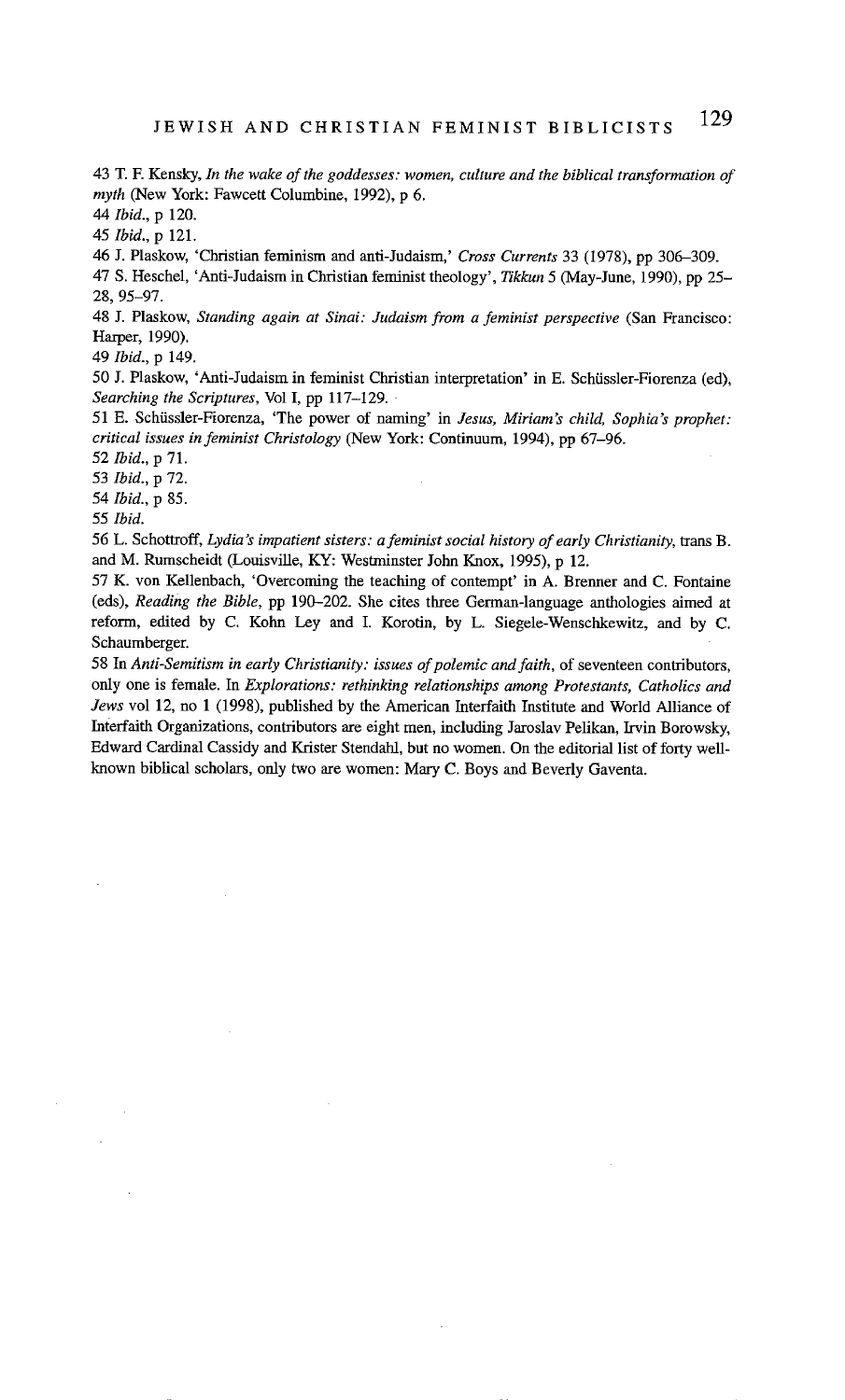43 T. F. Kensky, *In the wake of the goddesses: women, culture and the biblical transformation of myth* (New York: Fawcett Columbine, 1992), p 6.

44 *Ibid.*, p 120.

45 *Ibid.*, p 121.

46 J. Plaskow, 'Christian feminism and anti-Judaism,' *Cross Currents* 33 (1978), pp 306–309.

47 S. Heschel, 'Anti-Judaism in Christian feminist theology', *Tikkun* 5 (May-June, 1990), pp 25–28, 95–97.

48 J. Plaskow, *Standing again at Sinai: Judaism from a feminist perspective* (San Francisco: Harper, 1990).

49 *Ibid.*, p 149.

50 J. Plaskow, 'Anti-Judaism in feminist Christian interpretation' in E. Schüssler-Fiorenza (ed), *Searching the Scriptures*, Vol I, pp 117–129.

51 E. Schüssler-Fiorenza, 'The power of naming' in *Jesus, Miriam's child, Sophia's prophet: critical issues in feminist Christology* (New York: Continuum, 1994), pp 67–96.

52 *Ibid.*, p 71.

53 *Ibid.*, p 72.

54 *Ibid.*, p 85.

55 *Ibid.*

56 L. Schottroff, *Lydia's impatient sisters: a feminist social history of early Christianity*, trans B. and M. Rumscheidt (Louisville, KY: Westminster John Knox, 1995), p 12.

57 K. von Kellenbach, 'Overcoming the teaching of contempt' in A. Brenner and C. Fontaine (eds), *Reading the Bible*, pp 190–202. She cites three German-language anthologies aimed at reform, edited by C. Kohn Ley and I. Korotin, by L. Siegele-Wenschkewitz, and by C. Schaumberger.

58 In *Anti-Semitism in early Christianity: issues of polemic and faith*, of seventeen contributors, only one is female. In *Explorations: rethinking relationships among Protestants, Catholics and Jews* vol 12, no 1 (1998), published by the American Interfaith Institute and World Alliance of Interfaith Organizations, contributors are eight men, including Jaroslav Pelikan, Irvin Borowsky, Edward Cardinal Cassidy and Krister Stendahl, but no women. On the editorial list of forty well-known biblical scholars, only two are women: Mary C. Boys and Beverly Gaventa.